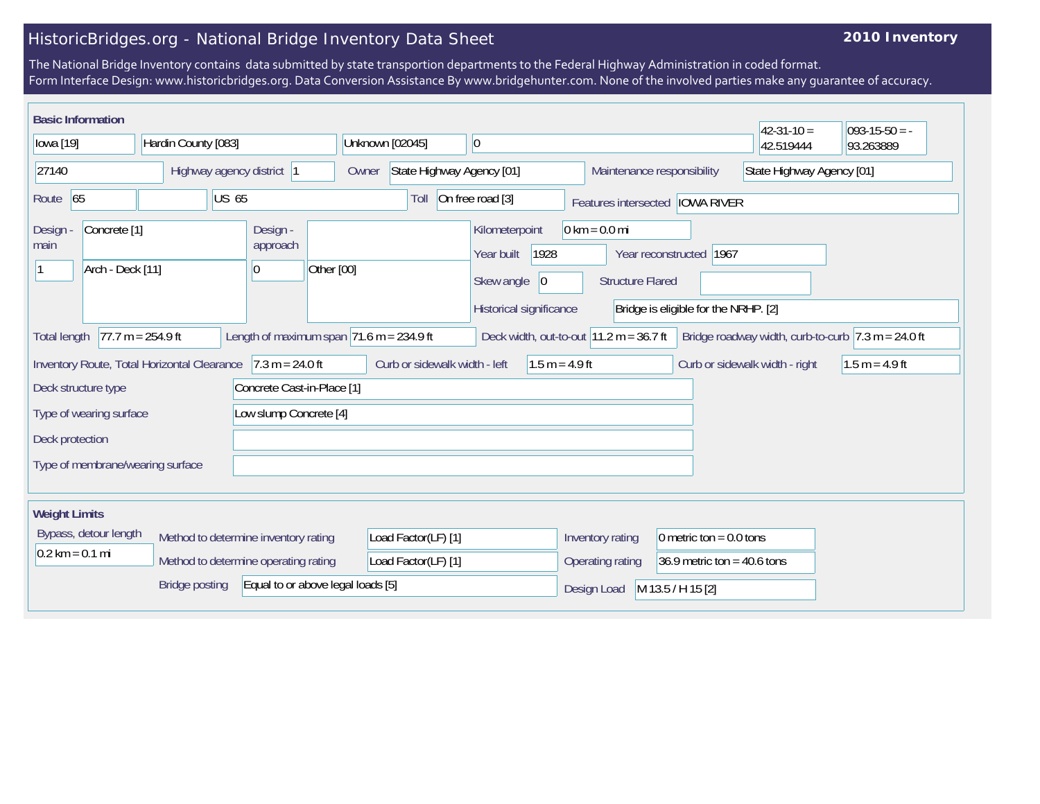# HistoricBridges.org - National Bridge Inventory Data Sheet

**2010 Inventory**

The National Bridge Inventory contains data submitted by state transportion departments to the Federal Highway Administration in coded format.
Form Interface Design: www.historicbridges.org. Data Conversion Assistance By www.bridgehunter.com. None of the involved parties make any guarantee of accuracy.

## Basic Information

| | | | | | |
|---|---|---|---|---|---|
| Iowa [19] | Hardin County [083] | Unknown [02045] | 0 | 42-31-10 = 42.519444 | 093-15-50 = -93.263889 |

| | |
|---|---|
| 27140 | |
| Highway agency district | 1 |
| Owner | State Highway Agency [01] |
| Maintenance responsibility | State Highway Agency [01] |
| Route | 65 |
| | US 65 |
| Toll | On free road [3] |
| Features intersected | IOWA RIVER |
| Design - main | Concrete [1] |
| | 1 — Arch - Deck [11] |
| Design - approach | |
| | 0 — Other [00] |
| Kilometerpoint | 0 km = 0.0 mi |
| Year built | 1928 |
| Year reconstructed | 1967 |
| Skew angle | 0 |
| Structure Flared | |
| Historical significance | Bridge is eligible for the NRHP. [2] |
| Total length | 77.7 m = 254.9 ft |
| Length of maximum span | 71.6 m = 234.9 ft |
| Deck width, out-to-out | 11.2 m = 36.7 ft |
| Bridge roadway width, curb-to-curb | 7.3 m = 24.0 ft |
| Inventory Route, Total Horizontal Clearance | 7.3 m = 24.0 ft |
| Curb or sidewalk width - left | 1.5 m = 4.9 ft |
| Curb or sidewalk width - right | 1.5 m = 4.9 ft |
| Deck structure type | Concrete Cast-in-Place [1] |
| Type of wearing surface | Low slump Concrete [4] |
| Deck protection | |
| Type of membrane/wearing surface | |

## Weight Limits

| | |
|---|---|
| Bypass, detour length | 0.2 km = 0.1 mi |
| Method to determine inventory rating | Load Factor(LF) [1] |
| Method to determine operating rating | Load Factor(LF) [1] |
| Bridge posting | Equal to or above legal loads [5] |
| Inventory rating | 0 metric ton = 0.0 tons |
| Operating rating | 36.9 metric ton = 40.6 tons |
| Design Load | M 13.5 / H 15 [2] |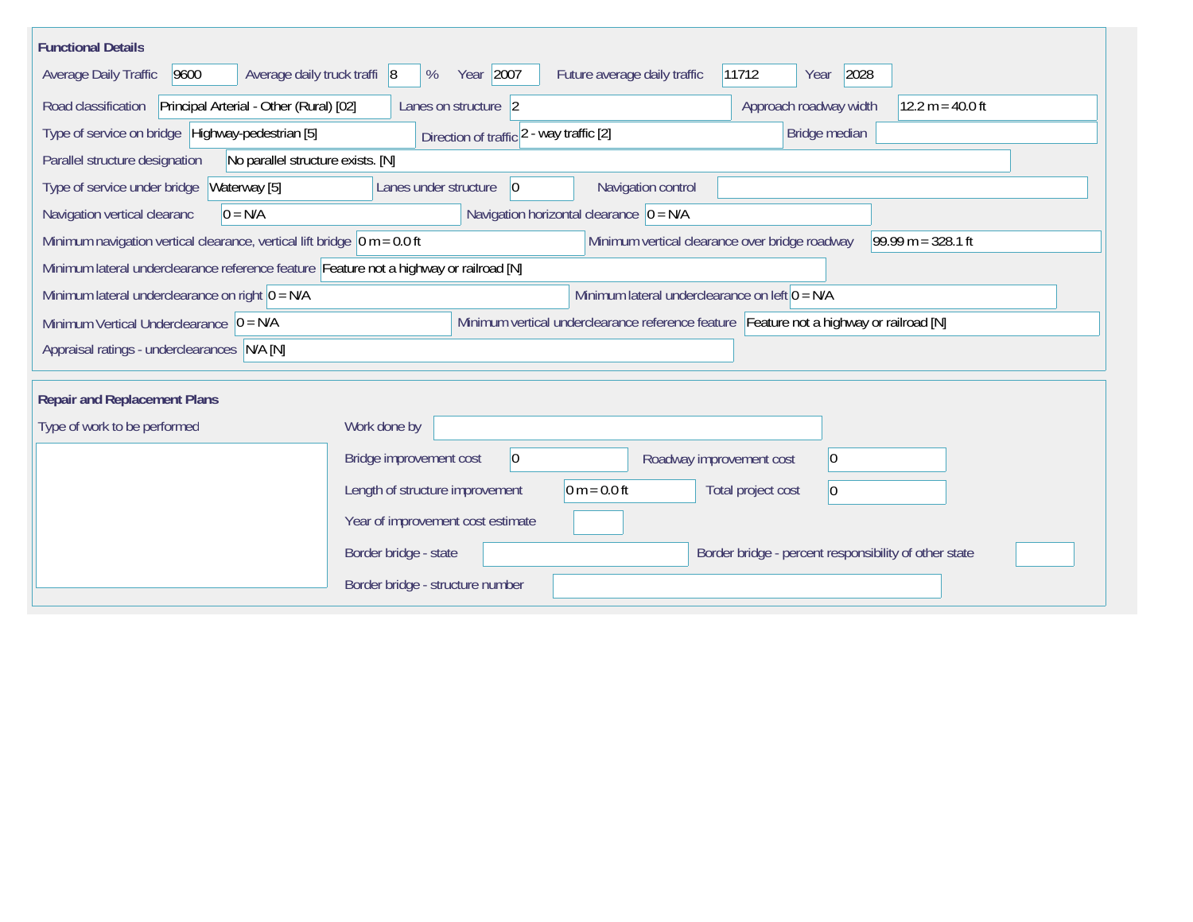## Functional Details

| Field | Value |
|---|---|
| Average Daily Traffic | 9600 |
| Average daily truck traffi | 8 % |
| Year | 2007 |
| Future average daily traffic | 11712 |
| Year | 2028 |
| Road classification | Principal Arterial - Other (Rural) [02] |
| Lanes on structure | 2 |
| Approach roadway width | 12.2 m = 40.0 ft |
| Type of service on bridge | Highway-pedestrian [5] |
| Direction of traffic | 2 - way traffic [2] |
| Bridge median | |
| Parallel structure designation | No parallel structure exists. [N] |
| Type of service under bridge | Waterway [5] |
| Lanes under structure | 0 |
| Navigation control | |
| Navigation vertical clearanc | 0 = N/A |
| Navigation horizontal clearance | 0 = N/A |
| Minimum navigation vertical clearance, vertical lift bridge | 0 m = 0.0 ft |
| Minimum vertical clearance over bridge roadway | 99.99 m = 328.1 ft |
| Minimum lateral underclearance reference feature | Feature not a highway or railroad [N] |
| Minimum lateral underclearance on right | 0 = N/A |
| Minimum lateral underclearance on left | 0 = N/A |
| Minimum Vertical Underclearance | 0 = N/A |
| Minimum vertical underclearance reference feature | Feature not a highway or railroad [N] |
| Appraisal ratings - underclearances | N/A [N] |

## Repair and Replacement Plans

| Field | Value |
|---|---|
| Type of work to be performed | |
| Work done by | |
| Bridge improvement cost | 0 |
| Roadway improvement cost | 0 |
| Length of structure improvement | 0 m = 0.0 ft |
| Total project cost | 0 |
| Year of improvement cost estimate | |
| Border bridge - state | |
| Border bridge - percent responsibility of other state | |
| Border bridge - structure number | |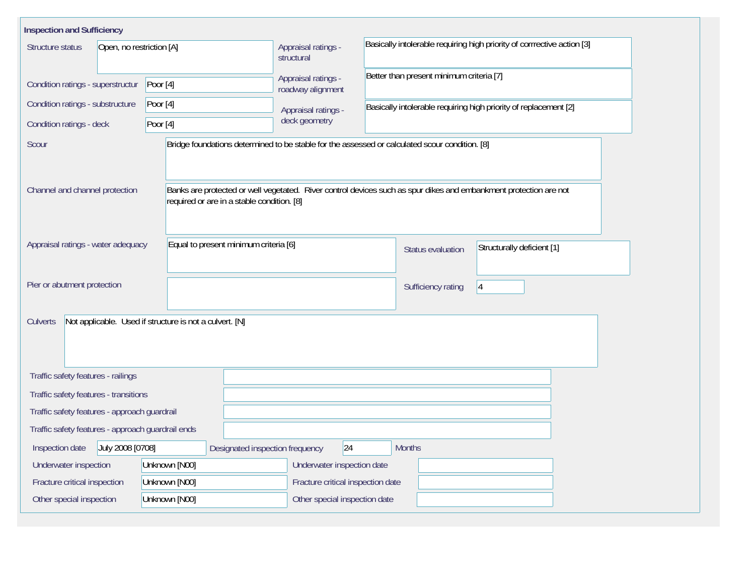## Inspection and Sufficiency

| | |
|---|---|
| Structure status | Open, no restriction [A] |
| Condition ratings - superstructur | Poor [4] |
| Condition ratings - substructure | Poor [4] |
| Condition ratings - deck | Poor [4] |
| Appraisal ratings - structural | Basically intolerable requiring high priority of corrrective action [3] |
| Appraisal ratings - roadway alignment | Better than present minimum criteria [7] |
| Appraisal ratings - deck geometry | Basically intolerable requiring high priority of replacement [2] |
| Scour | Bridge foundations determined to be stable for the assessed or calculated scour condition. [8] |
| Channel and channel protection | Banks are protected or well vegetated. River control devices such as spur dikes and embankment protection are not required or are in a stable condition. [8] |
| Appraisal ratings - water adequacy | Equal to present minimum criteria [6] |
| Status evaluation | Structurally deficient [1] |
| Pier or abutment protection | |
| Sufficiency rating | 4 |
| Culverts | Not applicable. Used if structure is not a culvert. [N] |
| Traffic safety features - railings | |
| Traffic safety features - transitions | |
| Traffic safety features - approach guardrail | |
| Traffic safety features - approach guardrail ends | |
| Inspection date | July 2008 [0708] |
| Designated inspection frequency | 24 Months |
| Underwater inspection | Unknown [N00] |
| Underwater inspection date | |
| Fracture critical inspection | Unknown [N00] |
| Fracture critical inspection date | |
| Other special inspection | Unknown [N00] |
| Other special inspection date | |